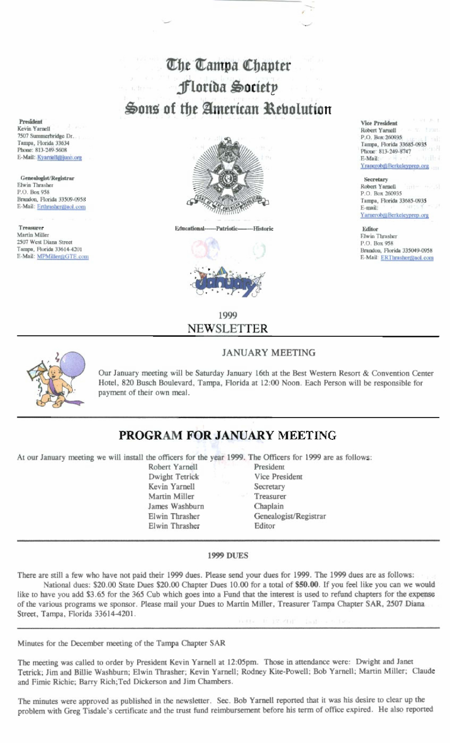# The Tampa Chapter
# Florida Society
# Sons of the American Revolution

**President**
Kevin Yarnell
7507 Summerbridge Dr.
Tampa, Florida 33634
Phone: 813-249-5608
E-Mail: Kyarnell@juno.org

**Genealogist/Registrar**
Elwin Thrasher
P.O. Box 958
Brandon, Florida 33509-0958
E-Mail: Erthrasher@aol.com

**Treasurer**
Martin Miller
2507 West Diana Street
Tampa, Florida 33614-4201
E-Mail: MPMiller@GTE.com

**Vice President**
Robert Yarnell
P.O. Box 260935
Tampa, Florida 33685-0935
Phone: 813-249-8747
E-Mail: Yrancrob@Berkeleyprep.org

**Secretary**
Robert Yarnell
P.O. Box 260935
Tampa, Florida 33685-0935
E-mail: Yarnerob@Berkeleyprep.org

**Editor**
Elwin Thrasher
P.O. Box 958
Brandon, Florida 335049-0958
E-Mail: ERThrasher@aol.com

Educational——Patriotic——Historic

January

1999
NEWSLETTER

## JANUARY MEETING

Our January meeting will be Saturday January 16th at the Best Western Resort & Convention Center Hotel, 820 Busch Boulevard, Tampa, Florida at 12:00 Noon. Each Person will be responsible for payment of their own meal.

## PROGRAM FOR JANUARY MEETING

At our January meeting we will install the officers for the year 1999. The Officers for 1999 are as follows:

| | |
|---|---|
| Robert Yarnell | President |
| Dwight Tetrick | Vice President |
| Kevin Yarnell | Secretary |
| Martin Miller | Treasurer |
| James Washburn | Chaplain |
| Elwin Thrasher | Genealogist/Registrar |
| Elwin Thrasher | Editor |

## 1999 DUES

There are still a few who have not paid their 1999 dues. Please send your dues for 1999. The 1999 dues are as follows:

National dues: $20.00 State Dues $20.00 Chapter Dues 10.00 for a total of **$50.00**. If you feel like you can we would like to have you add $3.65 for the 365 Cub which goes into a Fund that the interest is used to refund chapters for the expense of the various programs we sponsor. Please mail your Dues to Martin Miller, Treasurer Tampa Chapter SAR, 2507 Diana Street, Tampa, Florida 33614-4201.

Minutes for the December meeting of the Tampa Chapter SAR

The meeting was called to order by President Kevin Yarnell at 12:05pm. Those in attendance were: Dwight and Janet Tetrick; Jim and Billie Washburn; Elwin Thrasher; Kevin Yarnell; Rodney Kite-Powell; Bob Yarnell; Martin Miller; Claude and Fimie Richie; Barry Rich;Ted Dickerson and Jim Chambers.

The minutes were approved as published in the newsletter. Sec. Bob Yarnell reported that it was his desire to clear up the problem with Greg Tisdale's certificate and the trust fund reimbursement before his term of office expired. He also reported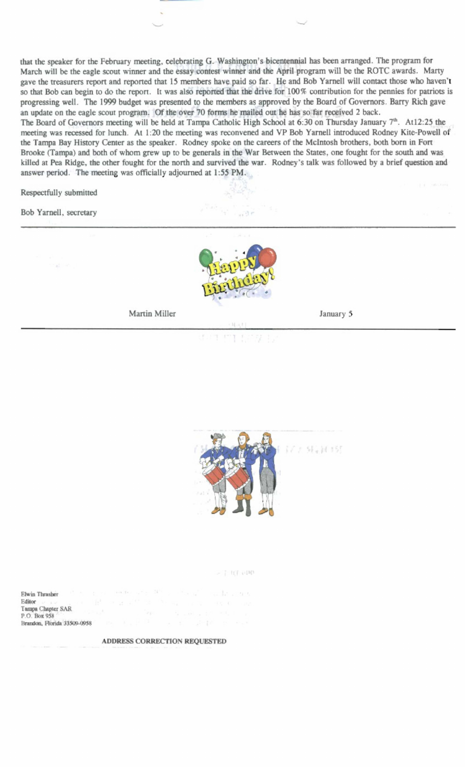that the speaker for the February meeting, celebrating G. Washington's bicentennial has been arranged. The program for March will be the eagle scout winner and the essay contest winner and the April program will be the ROTC awards. Marty gave the treasurers report and reported that 15 members have paid so far. He and Bob Yarnell will contact those who haven't so that Bob can begin to do the report. It was also reported that the drive for 100% contribution for the pennies for patriots is progressing well. The 1999 budget was presented to the members as approved by the Board of Governors. Barry Rich gave an update on the eagle scout program. Of the over 70 forms he mailed out he has so far received 2 back.
The Board of Governors meeting will be held at Tampa Catholic High School at 6:30 on Thursday January 7th. At12:25 the meeting was recessed for lunch. At 1:20 the meeting was reconvened and VP Bob Yarnell introduced Rodney Kite-Powell of the Tampa Bay History Center as the speaker. Rodney spoke on the careers of the McIntosh brothers, both born in Fort Brooke (Tampa) and both of whom grew up to be generals in the War Between the States, one fought for the south and was killed at Pea Ridge, the other fought for the north and survived the war. Rodney's talk was followed by a brief question and answer period. The meeting was officially adjourned at 1:55 PM.

Respectfully submitted

Bob Yarnell, secretary

---

Happy Birthday!

Martin Miller — January 5

---

Elwin Thrasher
Editor
Tampa Chapter SAR
P.O. Box 958
Brandon, Florida 33509-0958

**ADDRESS CORRECTION REQUESTED**